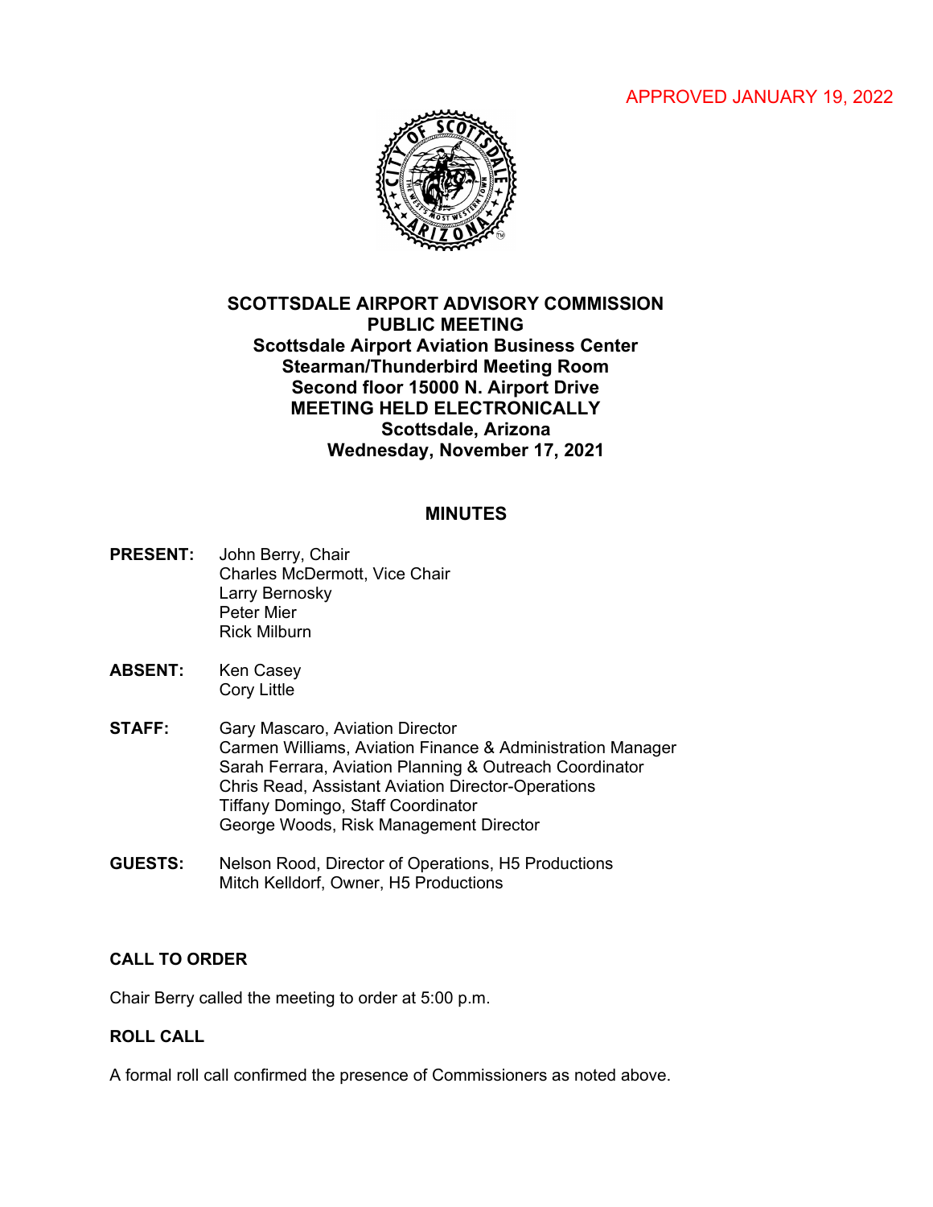APPROVED JANUARY 19, 2022

**SCOTTSDALE AIRPORT ADVISORY COMMISSION**
**PUBLIC MEETING**
**Scottsdale Airport Aviation Business Center**
**Stearman/Thunderbird Meeting Room**
**Second floor 15000 N. Airport Drive**
**MEETING HELD ELECTRONICALLY**
**Scottsdale, Arizona**
**Wednesday, November 17, 2021**

# MINUTES

**PRESENT:** John Berry, Chair
Charles McDermott, Vice Chair
Larry Bernosky
Peter Mier
Rick Milburn

**ABSENT:** Ken Casey
Cory Little

**STAFF:** Gary Mascaro, Aviation Director
Carmen Williams, Aviation Finance & Administration Manager
Sarah Ferrara, Aviation Planning & Outreach Coordinator
Chris Read, Assistant Aviation Director-Operations
Tiffany Domingo, Staff Coordinator
George Woods, Risk Management Director

**GUESTS:** Nelson Rood, Director of Operations, H5 Productions
Mitch Kelldorf, Owner, H5 Productions

## CALL TO ORDER

Chair Berry called the meeting to order at 5:00 p.m.

## ROLL CALL

A formal roll call confirmed the presence of Commissioners as noted above.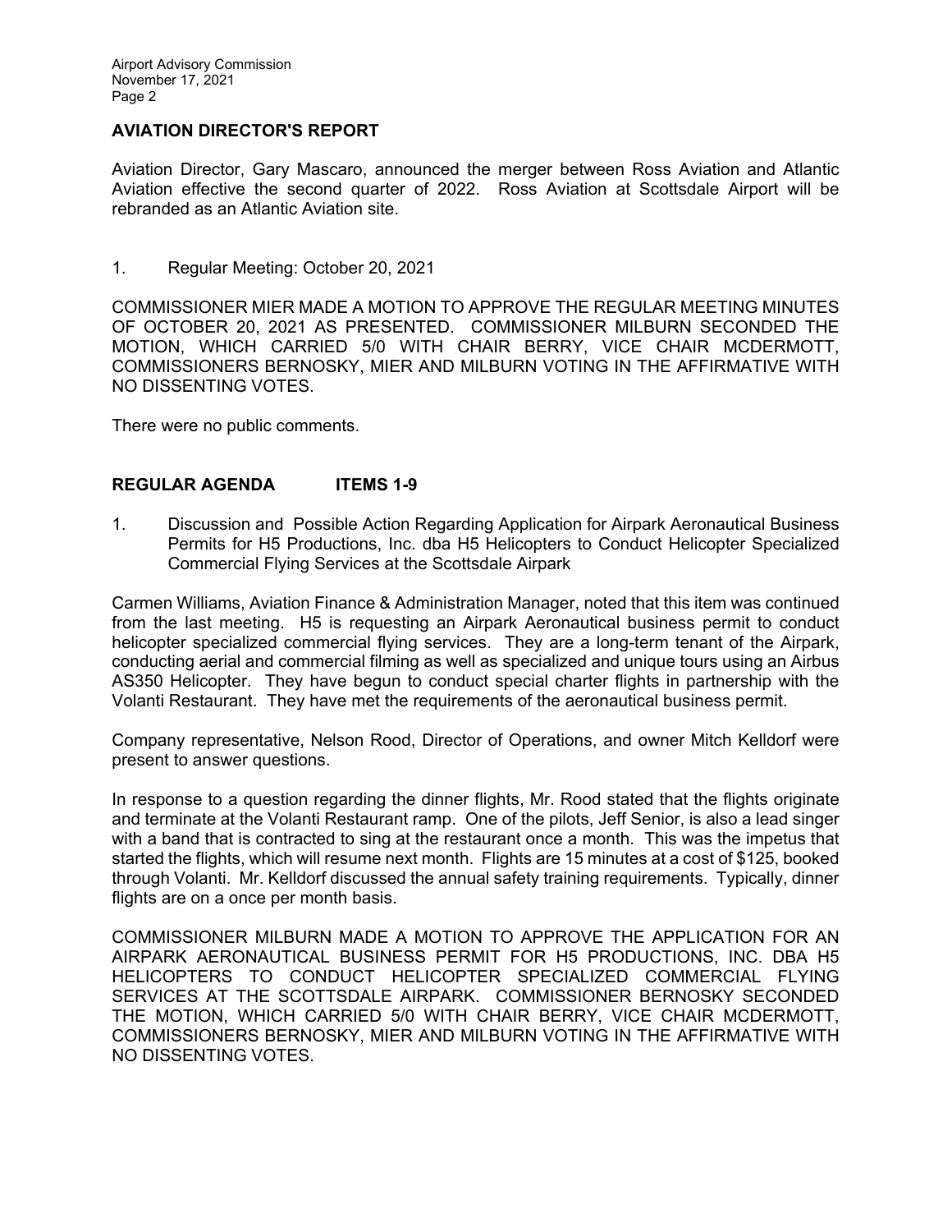## AVIATION DIRECTOR'S REPORT

Aviation Director, Gary Mascaro, announced the merger between Ross Aviation and Atlantic Aviation effective the second quarter of 2022. Ross Aviation at Scottsdale Airport will be rebranded as an Atlantic Aviation site.

1. Regular Meeting: October 20, 2021

COMMISSIONER MIER MADE A MOTION TO APPROVE THE REGULAR MEETING MINUTES OF OCTOBER 20, 2021 AS PRESENTED. COMMISSIONER MILBURN SECONDED THE MOTION, WHICH CARRIED 5/0 WITH CHAIR BERRY, VICE CHAIR MCDERMOTT, COMMISSIONERS BERNOSKY, MIER AND MILBURN VOTING IN THE AFFIRMATIVE WITH NO DISSENTING VOTES.

There were no public comments.

## REGULAR AGENDA ITEMS 1-9

1. Discussion and Possible Action Regarding Application for Airpark Aeronautical Business Permits for H5 Productions, Inc. dba H5 Helicopters to Conduct Helicopter Specialized Commercial Flying Services at the Scottsdale Airpark

Carmen Williams, Aviation Finance & Administration Manager, noted that this item was continued from the last meeting. H5 is requesting an Airpark Aeronautical business permit to conduct helicopter specialized commercial flying services. They are a long-term tenant of the Airpark, conducting aerial and commercial filming as well as specialized and unique tours using an Airbus AS350 Helicopter. They have begun to conduct special charter flights in partnership with the Volanti Restaurant. They have met the requirements of the aeronautical business permit.

Company representative, Nelson Rood, Director of Operations, and owner Mitch Kelldorf were present to answer questions.

In response to a question regarding the dinner flights, Mr. Rood stated that the flights originate and terminate at the Volanti Restaurant ramp. One of the pilots, Jeff Senior, is also a lead singer with a band that is contracted to sing at the restaurant once a month. This was the impetus that started the flights, which will resume next month. Flights are 15 minutes at a cost of $125, booked through Volanti. Mr. Kelldorf discussed the annual safety training requirements. Typically, dinner flights are on a once per month basis.

COMMISSIONER MILBURN MADE A MOTION TO APPROVE THE APPLICATION FOR AN AIRPARK AERONAUTICAL BUSINESS PERMIT FOR H5 PRODUCTIONS, INC. DBA H5 HELICOPTERS TO CONDUCT HELICOPTER SPECIALIZED COMMERCIAL FLYING SERVICES AT THE SCOTTSDALE AIRPARK. COMMISSIONER BERNOSKY SECONDED THE MOTION, WHICH CARRIED 5/0 WITH CHAIR BERRY, VICE CHAIR MCDERMOTT, COMMISSIONERS BERNOSKY, MIER AND MILBURN VOTING IN THE AFFIRMATIVE WITH NO DISSENTING VOTES.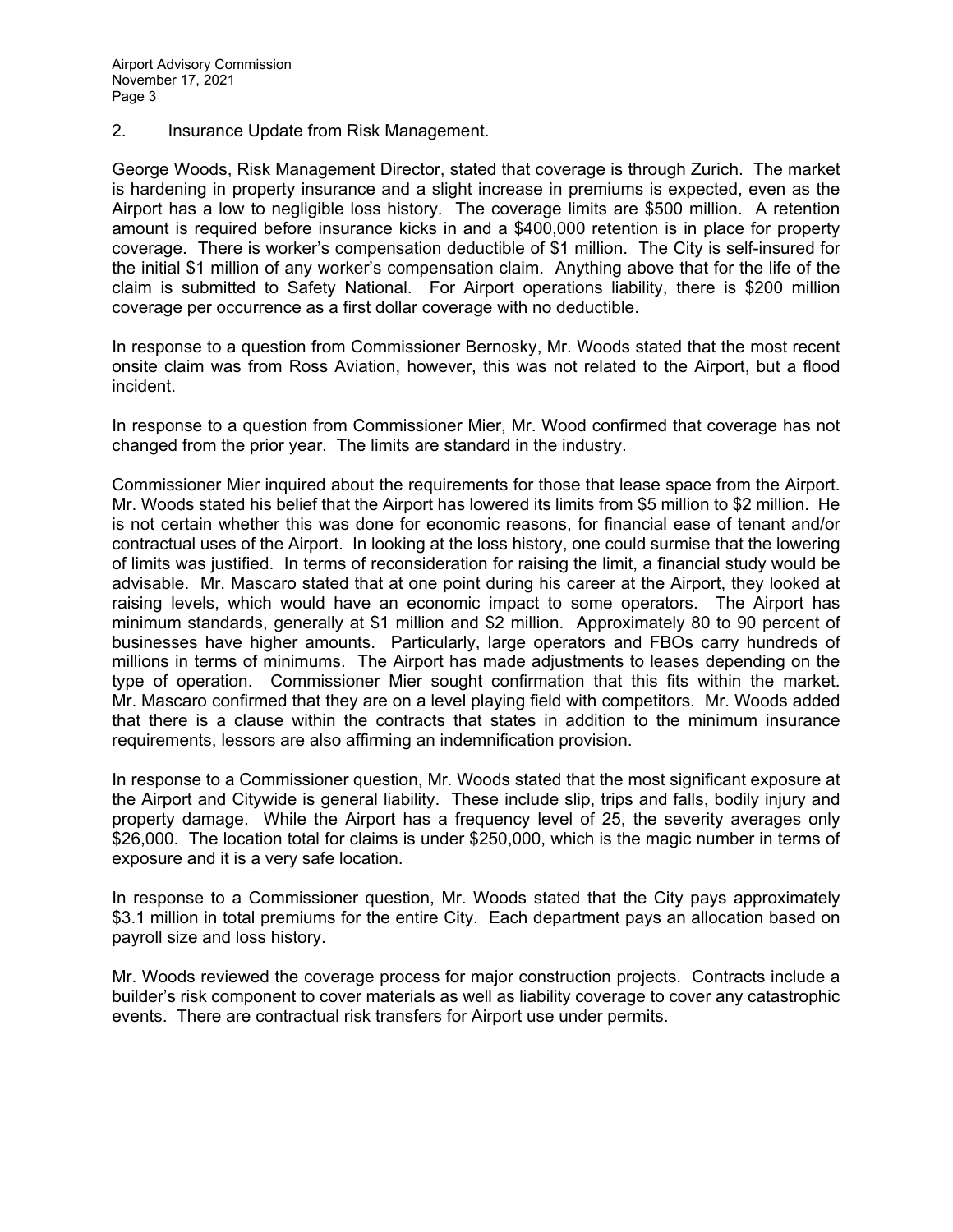2. Insurance Update from Risk Management.

George Woods, Risk Management Director, stated that coverage is through Zurich. The market is hardening in property insurance and a slight increase in premiums is expected, even as the Airport has a low to negligible loss history. The coverage limits are $500 million. A retention amount is required before insurance kicks in and a $400,000 retention is in place for property coverage. There is worker's compensation deductible of $1 million. The City is self-insured for the initial $1 million of any worker's compensation claim. Anything above that for the life of the claim is submitted to Safety National. For Airport operations liability, there is $200 million coverage per occurrence as a first dollar coverage with no deductible.

In response to a question from Commissioner Bernosky, Mr. Woods stated that the most recent onsite claim was from Ross Aviation, however, this was not related to the Airport, but a flood incident.

In response to a question from Commissioner Mier, Mr. Wood confirmed that coverage has not changed from the prior year. The limits are standard in the industry.

Commissioner Mier inquired about the requirements for those that lease space from the Airport. Mr. Woods stated his belief that the Airport has lowered its limits from $5 million to $2 million. He is not certain whether this was done for economic reasons, for financial ease of tenant and/or contractual uses of the Airport. In looking at the loss history, one could surmise that the lowering of limits was justified. In terms of reconsideration for raising the limit, a financial study would be advisable. Mr. Mascaro stated that at one point during his career at the Airport, they looked at raising levels, which would have an economic impact to some operators. The Airport has minimum standards, generally at $1 million and $2 million. Approximately 80 to 90 percent of businesses have higher amounts. Particularly, large operators and FBOs carry hundreds of millions in terms of minimums. The Airport has made adjustments to leases depending on the type of operation. Commissioner Mier sought confirmation that this fits within the market. Mr. Mascaro confirmed that they are on a level playing field with competitors. Mr. Woods added that there is a clause within the contracts that states in addition to the minimum insurance requirements, lessors are also affirming an indemnification provision.

In response to a Commissioner question, Mr. Woods stated that the most significant exposure at the Airport and Citywide is general liability. These include slip, trips and falls, bodily injury and property damage. While the Airport has a frequency level of 25, the severity averages only $26,000. The location total for claims is under $250,000, which is the magic number in terms of exposure and it is a very safe location.

In response to a Commissioner question, Mr. Woods stated that the City pays approximately $3.1 million in total premiums for the entire City. Each department pays an allocation based on payroll size and loss history.

Mr. Woods reviewed the coverage process for major construction projects. Contracts include a builder's risk component to cover materials as well as liability coverage to cover any catastrophic events. There are contractual risk transfers for Airport use under permits.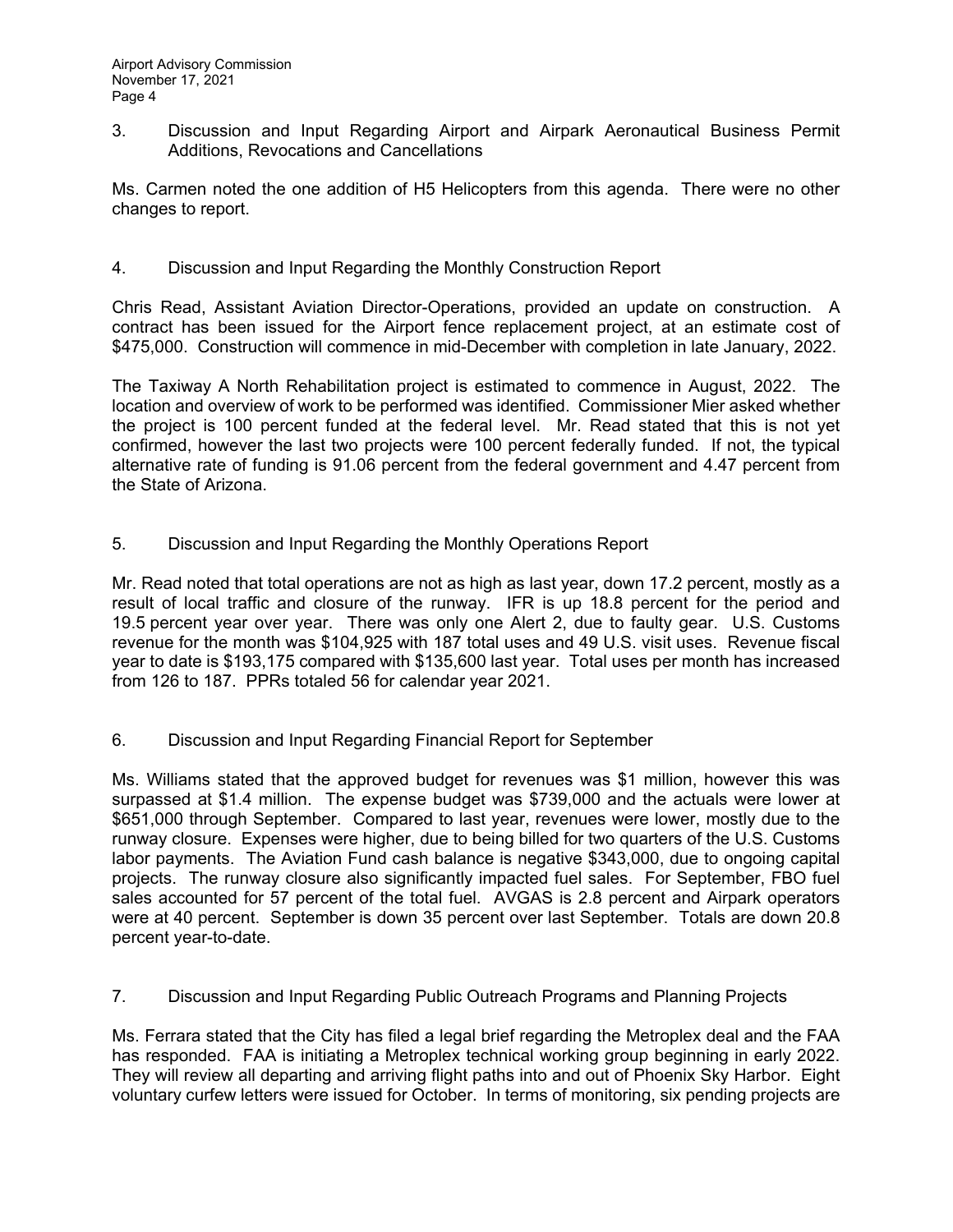3. Discussion and Input Regarding Airport and Airpark Aeronautical Business Permit Additions, Revocations and Cancellations

Ms. Carmen noted the one addition of H5 Helicopters from this agenda. There were no other changes to report.

4. Discussion and Input Regarding the Monthly Construction Report

Chris Read, Assistant Aviation Director-Operations, provided an update on construction. A contract has been issued for the Airport fence replacement project, at an estimate cost of $475,000. Construction will commence in mid-December with completion in late January, 2022.

The Taxiway A North Rehabilitation project is estimated to commence in August, 2022. The location and overview of work to be performed was identified. Commissioner Mier asked whether the project is 100 percent funded at the federal level. Mr. Read stated that this is not yet confirmed, however the last two projects were 100 percent federally funded. If not, the typical alternative rate of funding is 91.06 percent from the federal government and 4.47 percent from the State of Arizona.

5. Discussion and Input Regarding the Monthly Operations Report

Mr. Read noted that total operations are not as high as last year, down 17.2 percent, mostly as a result of local traffic and closure of the runway. IFR is up 18.8 percent for the period and 19.5 percent year over year. There was only one Alert 2, due to faulty gear. U.S. Customs revenue for the month was $104,925 with 187 total uses and 49 U.S. visit uses. Revenue fiscal year to date is $193,175 compared with $135,600 last year. Total uses per month has increased from 126 to 187. PPRs totaled 56 for calendar year 2021.

6. Discussion and Input Regarding Financial Report for September

Ms. Williams stated that the approved budget for revenues was $1 million, however this was surpassed at $1.4 million. The expense budget was $739,000 and the actuals were lower at $651,000 through September. Compared to last year, revenues were lower, mostly due to the runway closure. Expenses were higher, due to being billed for two quarters of the U.S. Customs labor payments. The Aviation Fund cash balance is negative $343,000, due to ongoing capital projects. The runway closure also significantly impacted fuel sales. For September, FBO fuel sales accounted for 57 percent of the total fuel. AVGAS is 2.8 percent and Airpark operators were at 40 percent. September is down 35 percent over last September. Totals are down 20.8 percent year-to-date.

7. Discussion and Input Regarding Public Outreach Programs and Planning Projects

Ms. Ferrara stated that the City has filed a legal brief regarding the Metroplex deal and the FAA has responded. FAA is initiating a Metroplex technical working group beginning in early 2022. They will review all departing and arriving flight paths into and out of Phoenix Sky Harbor. Eight voluntary curfew letters were issued for October. In terms of monitoring, six pending projects are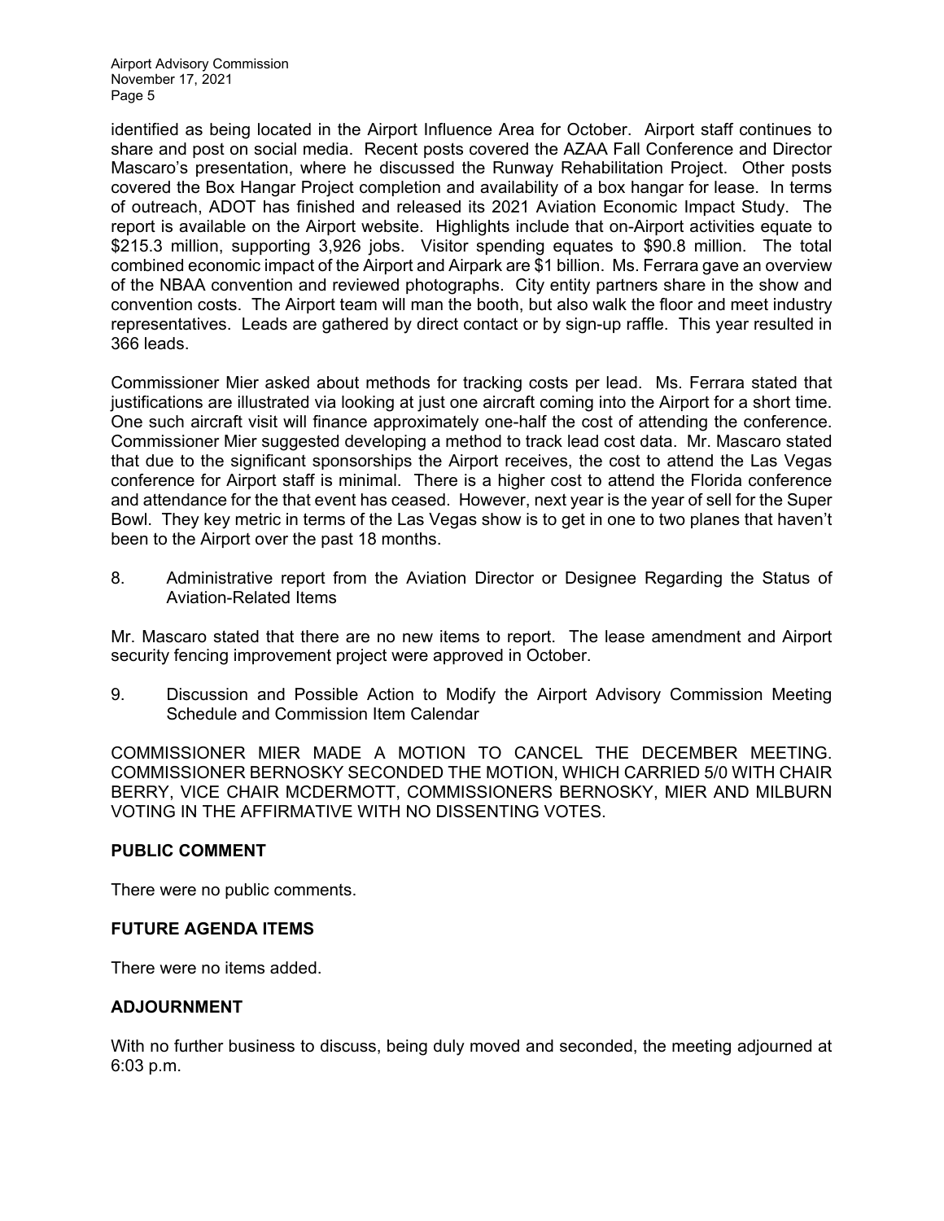identified as being located in the Airport Influence Area for October. Airport staff continues to share and post on social media. Recent posts covered the AZAA Fall Conference and Director Mascaro's presentation, where he discussed the Runway Rehabilitation Project. Other posts covered the Box Hangar Project completion and availability of a box hangar for lease. In terms of outreach, ADOT has finished and released its 2021 Aviation Economic Impact Study. The report is available on the Airport website. Highlights include that on-Airport activities equate to $215.3 million, supporting 3,926 jobs. Visitor spending equates to $90.8 million. The total combined economic impact of the Airport and Airpark are $1 billion. Ms. Ferrara gave an overview of the NBAA convention and reviewed photographs. City entity partners share in the show and convention costs. The Airport team will man the booth, but also walk the floor and meet industry representatives. Leads are gathered by direct contact or by sign-up raffle. This year resulted in 366 leads.

Commissioner Mier asked about methods for tracking costs per lead. Ms. Ferrara stated that justifications are illustrated via looking at just one aircraft coming into the Airport for a short time. One such aircraft visit will finance approximately one-half the cost of attending the conference. Commissioner Mier suggested developing a method to track lead cost data. Mr. Mascaro stated that due to the significant sponsorships the Airport receives, the cost to attend the Las Vegas conference for Airport staff is minimal. There is a higher cost to attend the Florida conference and attendance for the that event has ceased. However, next year is the year of sell for the Super Bowl. They key metric in terms of the Las Vegas show is to get in one to two planes that haven't been to the Airport over the past 18 months.

8. Administrative report from the Aviation Director or Designee Regarding the Status of Aviation-Related Items

Mr. Mascaro stated that there are no new items to report. The lease amendment and Airport security fencing improvement project were approved in October.

9. Discussion and Possible Action to Modify the Airport Advisory Commission Meeting Schedule and Commission Item Calendar

COMMISSIONER MIER MADE A MOTION TO CANCEL THE DECEMBER MEETING. COMMISSIONER BERNOSKY SECONDED THE MOTION, WHICH CARRIED 5/0 WITH CHAIR BERRY, VICE CHAIR MCDERMOTT, COMMISSIONERS BERNOSKY, MIER AND MILBURN VOTING IN THE AFFIRMATIVE WITH NO DISSENTING VOTES.

## PUBLIC COMMENT

There were no public comments.

## FUTURE AGENDA ITEMS

There were no items added.

## ADJOURNMENT

With no further business to discuss, being duly moved and seconded, the meeting adjourned at 6:03 p.m.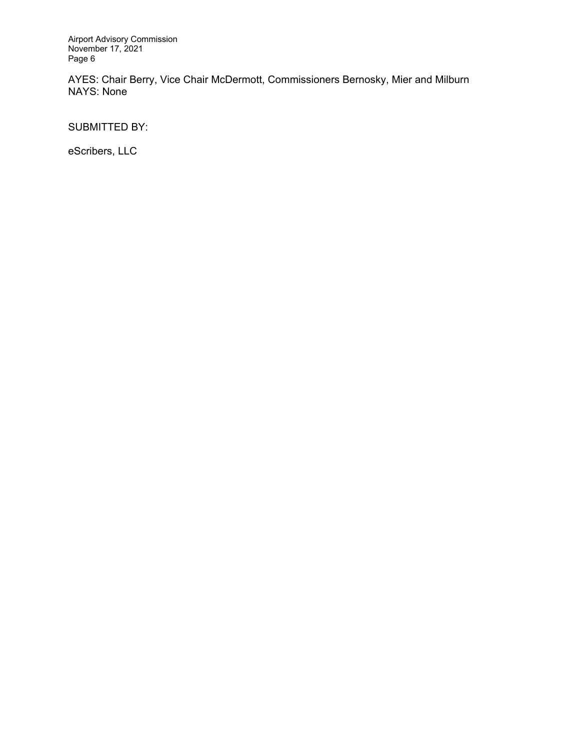AYES: Chair Berry, Vice Chair McDermott, Commissioners Bernosky, Mier and Milburn
NAYS: None

SUBMITTED BY:

eScribers, LLC